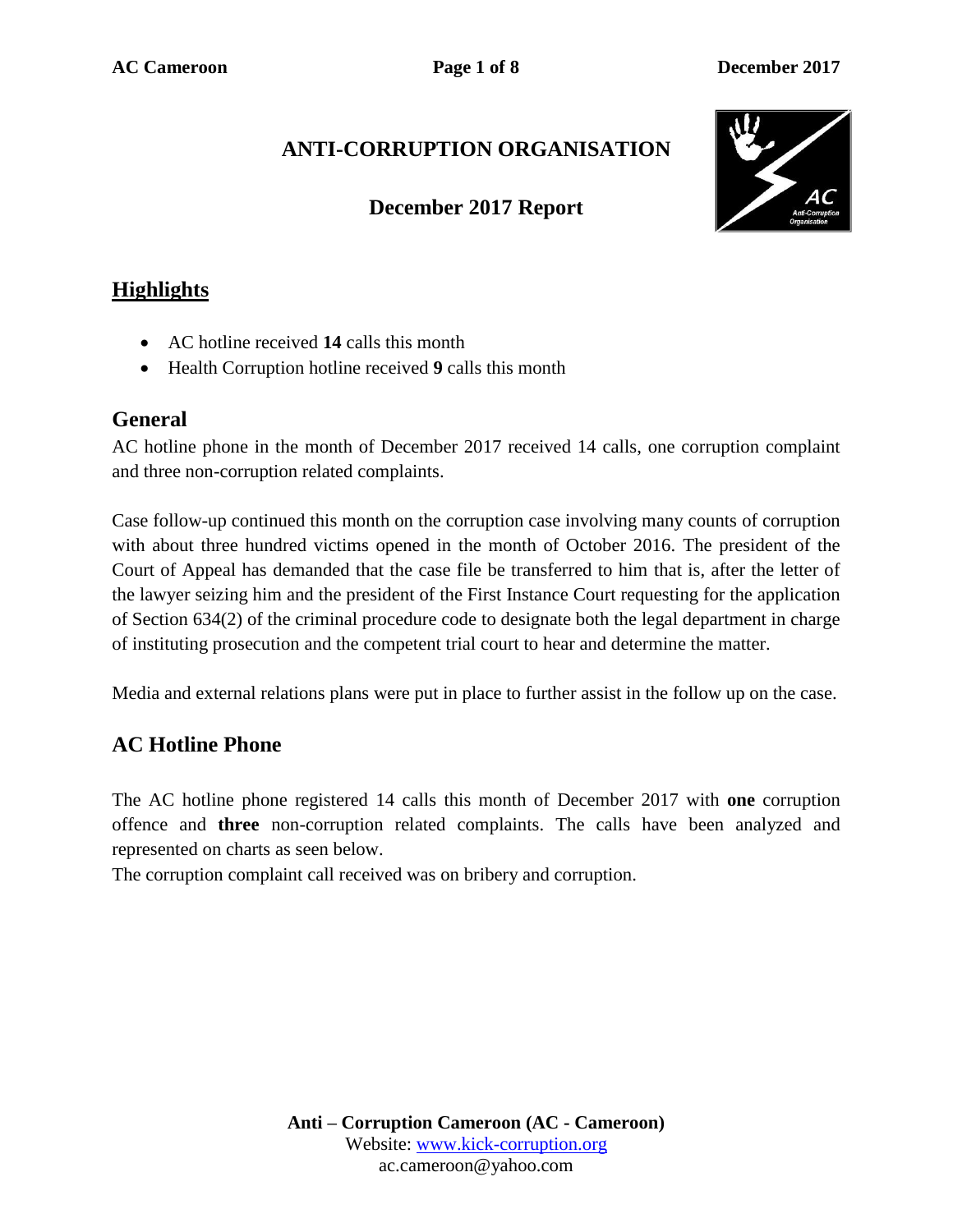# ANTI-CORRUPTION ORGANISATION

## December 2017 Report

## Highlights

- AC hotline received **14** calls this month
- Health Corruption hotline received **9** calls this month

## General

AC hotline phone in the month of December 2017 received 14 calls, one corruption complaint and three non-corruption related complaints.

Case follow-up continued this month on the corruption case involving many counts of corruption with about three hundred victims opened in the month of October 2016. The president of the Court of Appeal has demanded that the case file be transferred to him that is, after the letter of the lawyer seizing him and the president of the First Instance Court requesting for the application of Section 634(2) of the criminal procedure code to designate both the legal department in charge of instituting prosecution and the competent trial court to hear and determine the matter.

Media and external relations plans were put in place to further assist in the follow up on the case.

## AC Hotline Phone

The AC hotline phone registered 14 calls this month of December 2017 with **one** corruption offence and **three** non-corruption related complaints. The calls have been analyzed and represented on charts as seen below.

The corruption complaint call received was on bribery and corruption.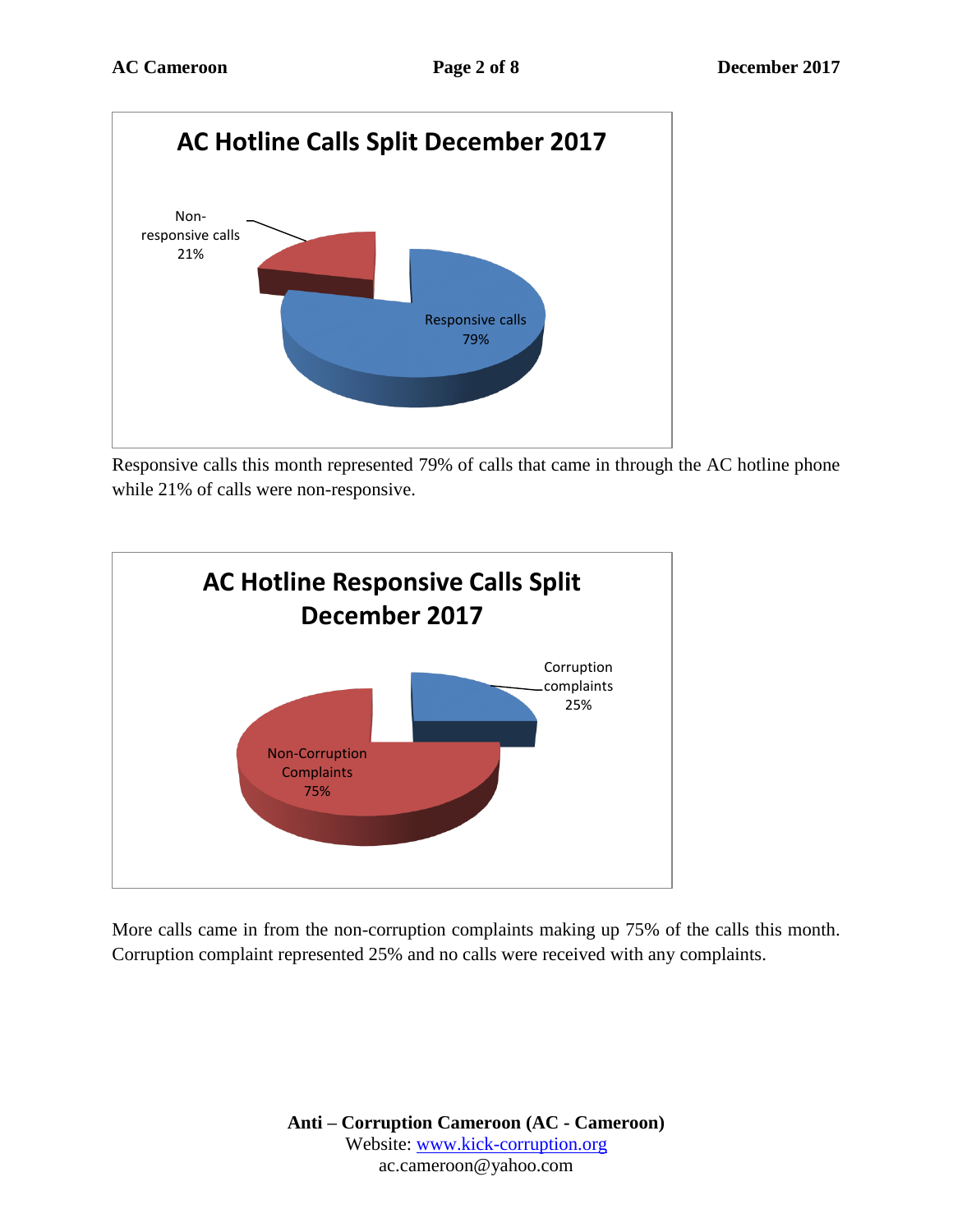**AC Hotline Calls Split December 2017**

Non-responsive calls 21%

Responsive calls 79%

Responsive calls this month represented 79% of calls that came in through the AC hotline phone while 21% of calls were non-responsive.

**AC Hotline Responsive Calls Split December 2017**

Corruption complaints 25%

Non-Corruption Complaints 75%

More calls came in from the non-corruption complaints making up 75% of the calls this month. Corruption complaint represented 25% and no calls were received with any complaints.

**Anti – Corruption Cameroon (AC - Cameroon)**
Website: www.kick-corruption.org
ac.cameroon@yahoo.com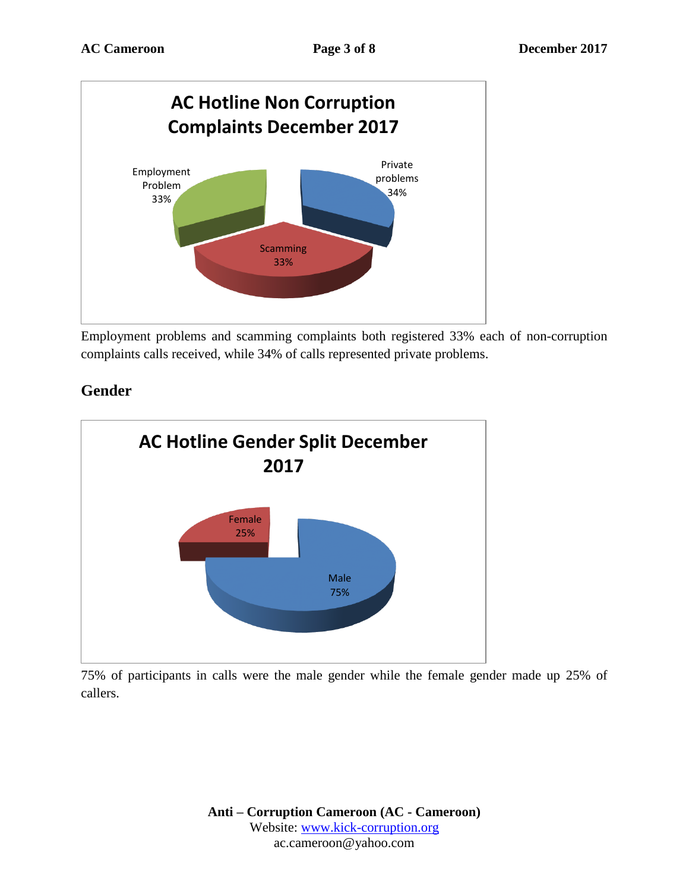**AC Hotline Non Corruption Complaints December 2017**

Employment Problem 33%

Private problems 34%

Scamming 33%

Employment problems and scamming complaints both registered 33% each of non-corruption complaints calls received, while 34% of calls represented private problems.

## Gender

**AC Hotline Gender Split December 2017**

Female 25%

Male 75%

75% of participants in calls were the male gender while the female gender made up 25% of callers.

**Anti – Corruption Cameroon (AC - Cameroon)**
Website: www.kick-corruption.org
ac.cameroon@yahoo.com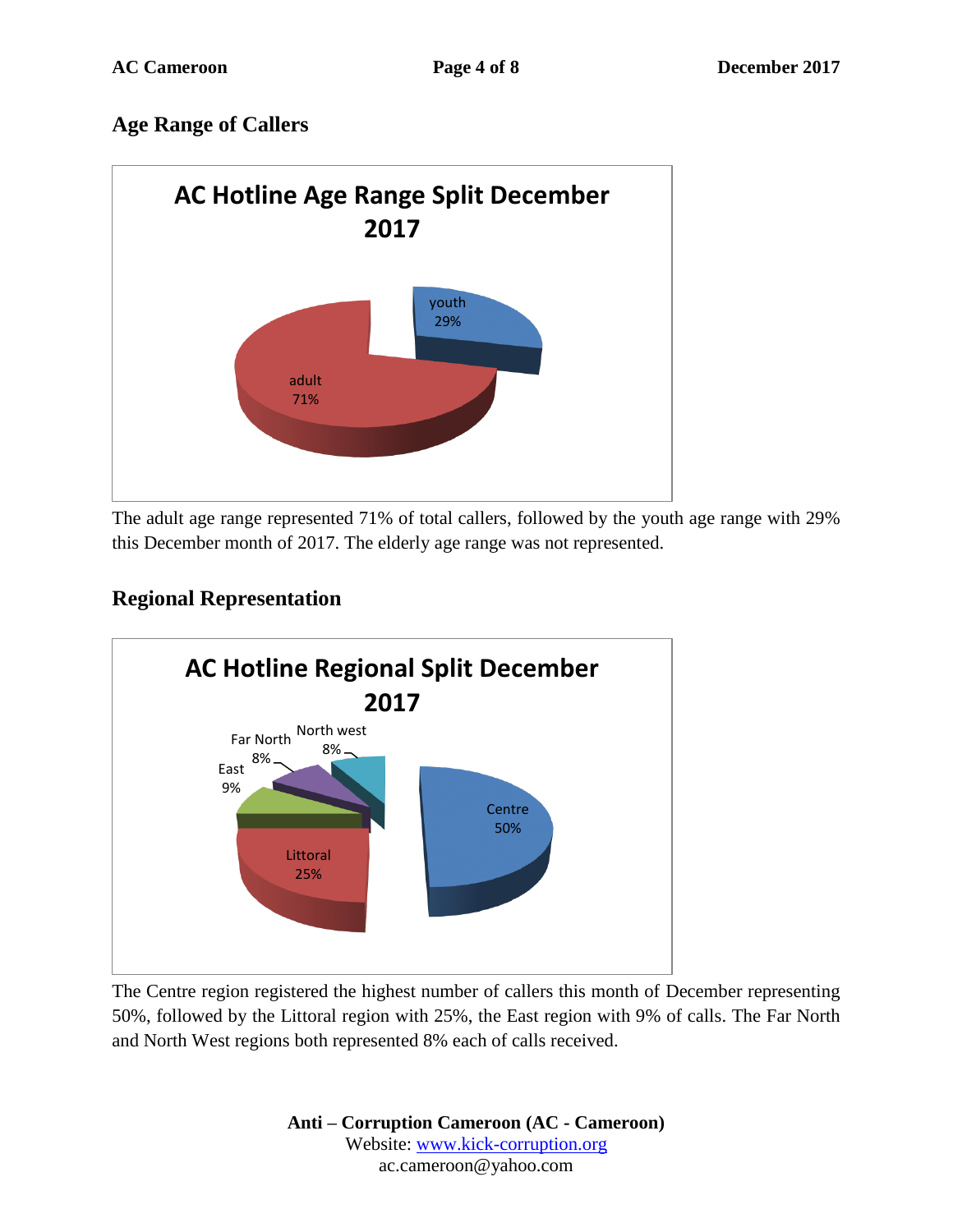## Age Range of Callers

**AC Hotline Age Range Split December 2017**

youth 29%

adult 71%

The adult age range represented 71% of total callers, followed by the youth age range with 29% this December month of 2017. The elderly age range was not represented.

## Regional Representation

**AC Hotline Regional Split December 2017**

Centre 50%

Littoral 25%

East 9%

Far North 8%

North west 8%

The Centre region registered the highest number of callers this month of December representing 50%, followed by the Littoral region with 25%, the East region with 9% of calls. The Far North and North West regions both represented 8% each of calls received.

**Anti – Corruption Cameroon (AC - Cameroon)**
Website: www.kick-corruption.org
ac.cameroon@yahoo.com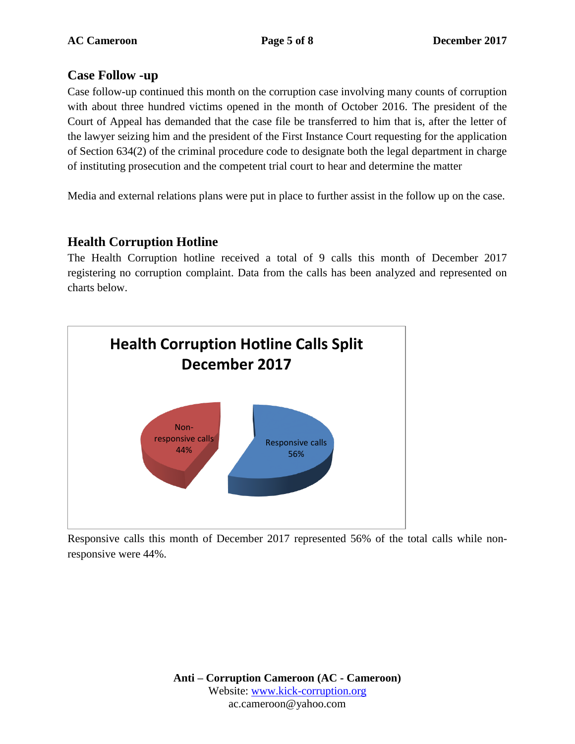## Case Follow -up

Case follow-up continued this month on the corruption case involving many counts of corruption with about three hundred victims opened in the month of October 2016. The president of the Court of Appeal has demanded that the case file be transferred to him that is, after the letter of the lawyer seizing him and the president of the First Instance Court requesting for the application of Section 634(2) of the criminal procedure code to designate both the legal department in charge of instituting prosecution and the competent trial court to hear and determine the matter

Media and external relations plans were put in place to further assist in the follow up on the case.

## Health Corruption Hotline

The Health Corruption hotline received a total of 9 calls this month of December 2017 registering no corruption complaint. Data from the calls has been analyzed and represented on charts below.

**Health Corruption Hotline Calls Split December 2017**

Non-responsive calls 44%

Responsive calls 56%

Responsive calls this month of December 2017 represented 56% of the total calls while non-responsive were 44%.

**Anti – Corruption Cameroon (AC - Cameroon)**
Website: www.kick-corruption.org
ac.cameroon@yahoo.com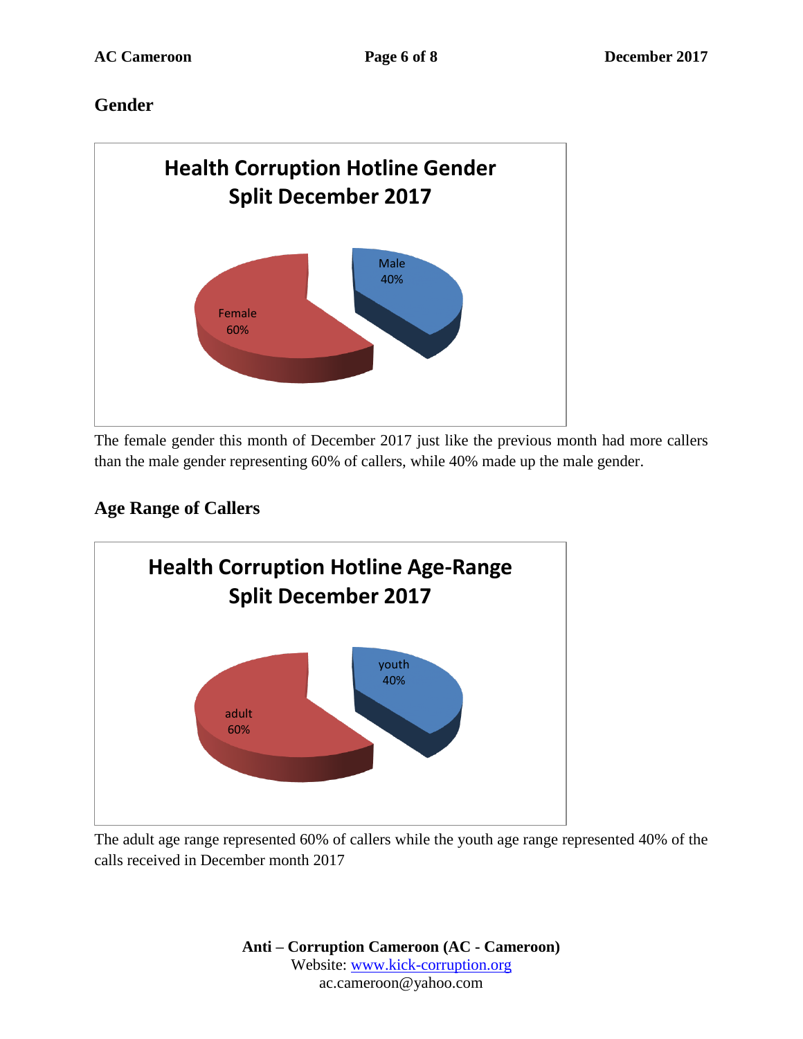## Gender

**Health Corruption Hotline Gender Split December 2017**

Male 40%

Female 60%

The female gender this month of December 2017 just like the previous month had more callers than the male gender representing 60% of callers, while 40% made up the male gender.

## Age Range of Callers

**Health Corruption Hotline Age-Range Split December 2017**

youth 40%

adult 60%

The adult age range represented 60% of callers while the youth age range represented 40% of the calls received in December month 2017

**Anti – Corruption Cameroon (AC - Cameroon)**
Website: [www.kick-corruption.org](www.kick-corruption.org)
ac.cameroon@yahoo.com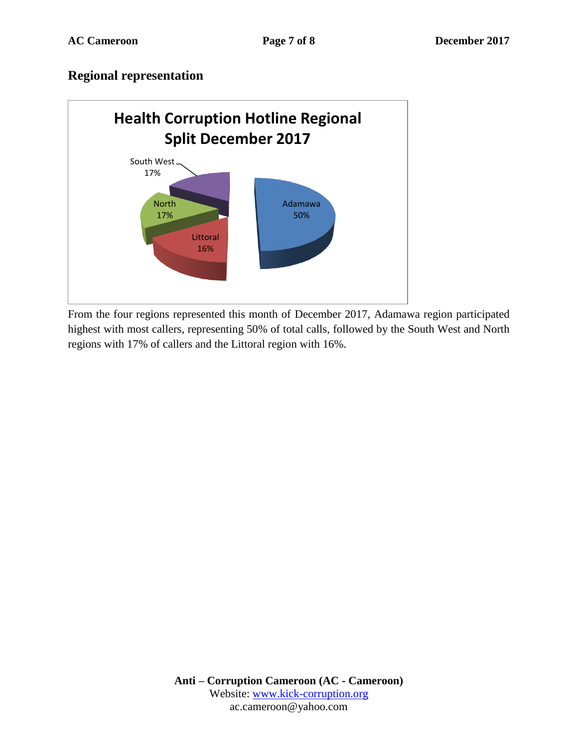## Regional representation

**Health Corruption Hotline Regional Split December 2017**

South West 17%

North 17%

Littoral 16%

Adamawa 50%

From the four regions represented this month of December 2017, Adamawa region participated highest with most callers, representing 50% of total calls, followed by the South West and North regions with 17% of callers and the Littoral region with 16%.

**Anti – Corruption Cameroon (AC - Cameroon)**
Website: www.kick-corruption.org
ac.cameroon@yahoo.com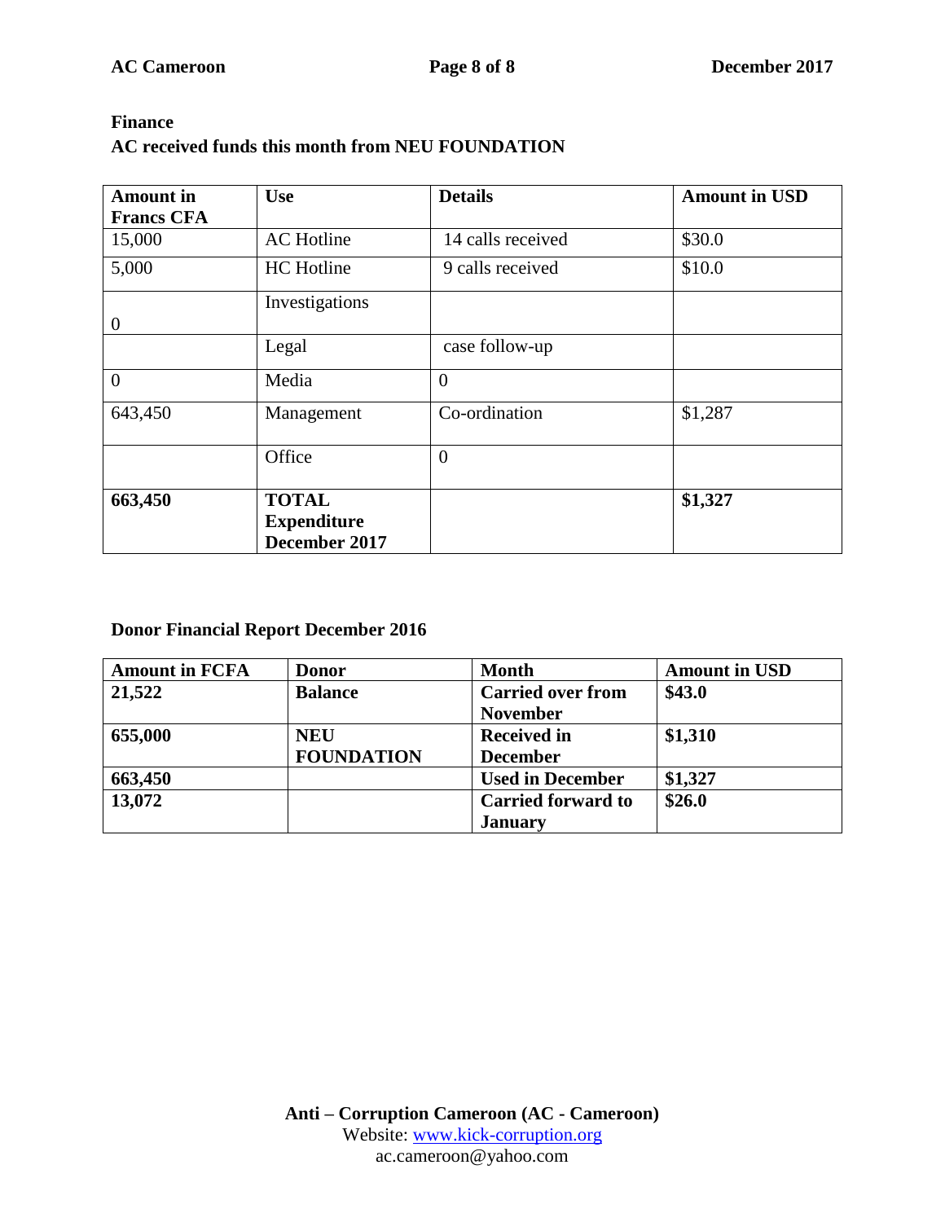**Finance**

**AC received funds this month from NEU FOUNDATION**

| Amount in Francs CFA | Use | Details | Amount in USD |
|---|---|---|---|
| 15,000 | AC Hotline | 14 calls received | $30.0 |
| 5,000 | HC Hotline | 9 calls received | $10.0 |
| 0 | Investigations | | |
| | Legal | case follow-up | |
| 0 | Media | 0 | |
| 643,450 | Management | Co-ordination | $1,287 |
| | Office | 0 | |
| **663,450** | **TOTAL Expenditure December 2017** | | **$1,327** |

**Donor Financial Report December 2016**

| Amount in FCFA | Donor | Month | Amount in USD |
|---|---|---|---|
| **21,522** | **Balance** | **Carried over from November** | **$43.0** |
| **655,000** | **NEU FOUNDATION** | **Received in December** | **$1,310** |
| **663,450** | | **Used in December** | **$1,327** |
| **13,072** | | **Carried forward to January** | **$26.0** |

**Anti – Corruption Cameroon (AC - Cameroon)**
Website: www.kick-corruption.org
ac.cameroon@yahoo.com